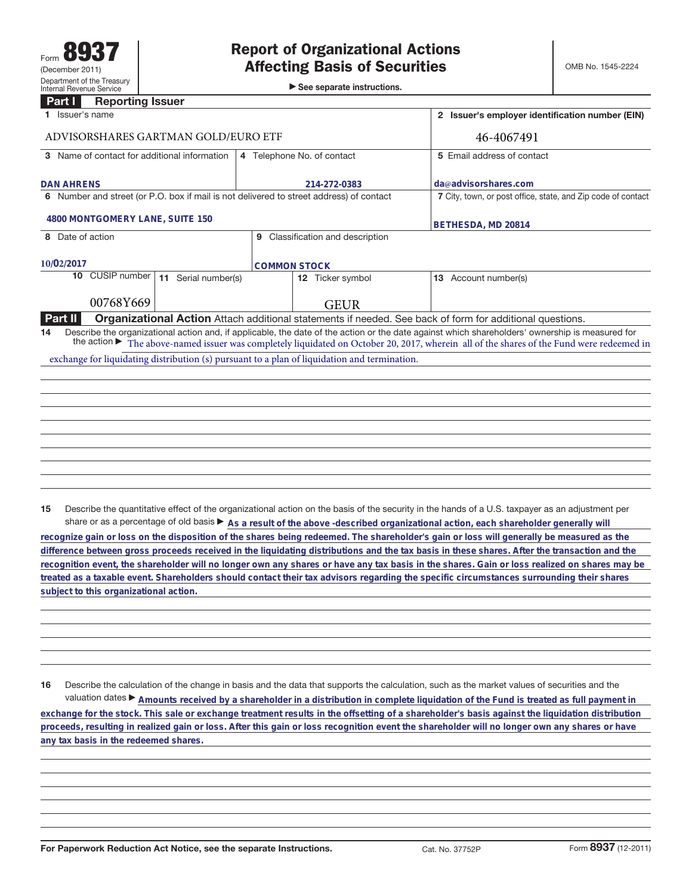Form **8937**
(December 2011)
Department of the Treasury
Internal Revenue Service

# Report of Organizational Actions Affecting Basis of Securities

▶ See separate instructions.

OMB No. 1545-2224

## Part I Reporting Issuer

| 1 Issuer's name | | | 2 Issuer's employer identification number (EIN) |
|---|---|---|---|
| ADVISORSHARES GARTMAN GOLD/EURO ETF | | | 46-4067491 |
| 3 Name of contact for additional information | 4 Telephone No. of contact | | 5 Email address of contact |
| DAN AHRENS | 214-272-0383 | | da@advisorshares.com |
| 6 Number and street (or P.O. box if mail is not delivered to street address) of contact | | | 7 City, town, or post office, state, and Zip code of contact |
| 4800 MONTGOMERY LANE, SUITE 150 | | | BETHESDA, MD 20814 |
| 8 Date of action | 9 Classification and description | | |
| 10/02/2017 | COMMON STOCK | | |

| 10 CUSIP number | 11 Serial number(s) | 12 Ticker symbol | 13 Account number(s) |
|---|---|---|---|
| 00768Y669 | | GEUR | |

## Part II Organizational Action

Attach additional statements if needed. See back of form for additional questions.

**14** Describe the organizational action and, if applicable, the date of the action or the date against which shareholders' ownership is measured for the action ▶ The above-named issuer was completely liquidated on October 20, 2017, wherein all of the shares of the Fund were redeemed in exchange for liquidating distribution (s) pursuant to a plan of liquidation and termination.

**15** Describe the quantitative effect of the organizational action on the basis of the security in the hands of a U.S. taxpayer as an adjustment per share or as a percentage of old basis ▶ As a result of the above -described organizational action, each shareholder generally will recognize gain or loss on the disposition of the shares being redeemed. The shareholder's gain or loss will generally be measured as the difference between gross proceeds received in the liquidating distributions and the tax basis in these shares. After the transaction and the recognition event, the shareholder will no longer own any shares or have any tax basis in the shares. Gain or loss realized on shares may be treated as a taxable event. Shareholders should contact their tax advisors regarding the specific circumstances surrounding their shares subject to this organizational action.

**16** Describe the calculation of the change in basis and the data that supports the calculation, such as the market values of securities and the valuation dates ▶ Amounts received by a shareholder in a distribution in complete liquidation of the Fund is treated as full payment in exchange for the stock. This sale or exchange treatment results in the offsetting of a shareholder's basis against the liquidation distribution proceeds, resulting in realized gain or loss. After this gain or loss recognition event the shareholder will no longer own any shares or have any tax basis in the redeemed shares.

For Paperwork Reduction Act Notice, see the separate Instructions. Cat. No. 37752P Form **8937** (12-2011)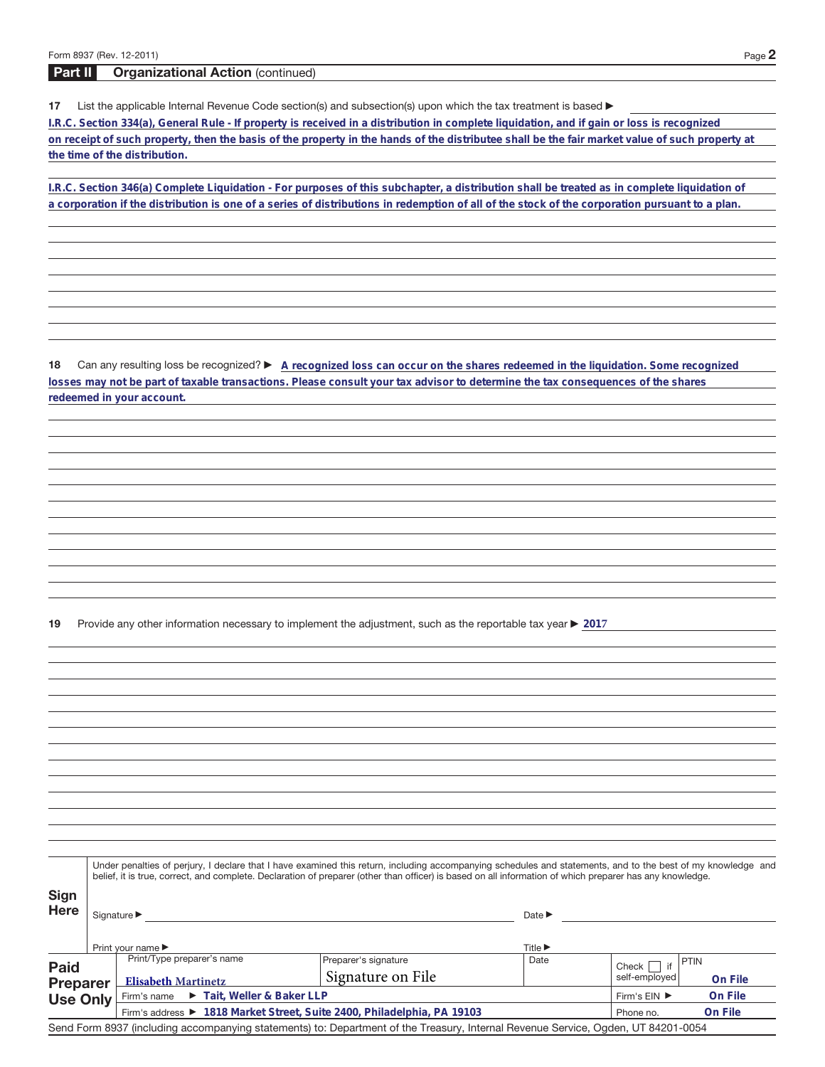## Part II Organizational Action (continued)

**17** List the applicable Internal Revenue Code section(s) and subsection(s) upon which the tax treatment is based ►

**I.R.C. Section 334(a), General Rule - If property is received in a distribution in complete liquidation, and if gain or loss is recognized on receipt of such property, then the basis of the property in the hands of the distributee shall be the fair market value of such property at the time of the distribution.**

**I.R.C. Section 346(a) Complete Liquidation - For purposes of this subchapter, a distribution shall be treated as in complete liquidation of a corporation if the distribution is one of a series of distributions in redemption of all of the stock of the corporation pursuant to a plan.**

**18** Can any resulting loss be recognized? ► **A recognized loss can occur on the shares redeemed in the liquidation. Some recognized losses may not be part of taxable transactions. Please consult your tax advisor to determine the tax consequences of the shares redeemed in your account.**

**19** Provide any other information necessary to implement the adjustment, such as the reportable tax year ► **2017**

**Sign Here**

Under penalties of perjury, I declare that I have examined this return, including accompanying schedules and statements, and to the best of my knowledge and belief, it is true, correct, and complete. Declaration of preparer (other than officer) is based on all information of which preparer has any knowledge.

Signature ► Date ►

Print your name ► Title ►

**Paid Preparer Use Only**

| Print/Type preparer's name | Preparer's signature | Date | Check ☐ if self-employed | PTIN |
|---|---|---|---|---|
| Elisabeth Martinetz | Signature on File | | | On File |
| Firm's name ► **Tait, Weller & Baker LLP** | | | Firm's EIN ► | On File |
| Firm's address ► **1818 Market Street, Suite 2400, Philadelphia, PA 19103** | | | Phone no. | On File |

Send Form 8937 (including accompanying statements) to: Department of the Treasury, Internal Revenue Service, Ogden, UT 84201-0054